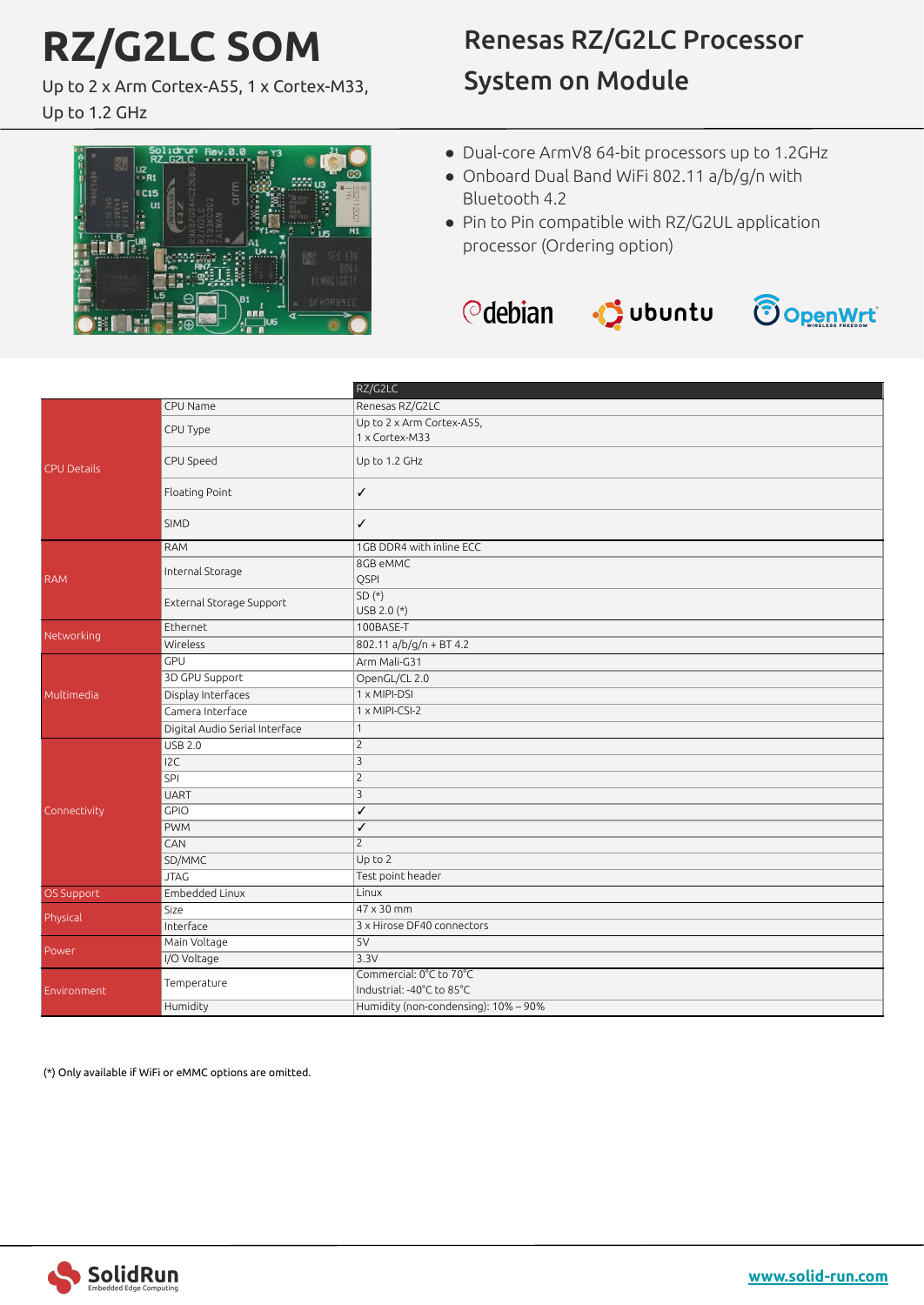# RZ/G2LC SOM

Up to 2 x Arm Cortex-A55, 1 x Cortex-M33, Up to 1.2 GHz

## Renesas RZ/G2LC Processor System on Module

- Dual-core ArmV8 64-bit processors up to 1.2GHz
- Onboard Dual Band WiFi 802.11 a/b/g/n with Bluetooth 4.2
- Pin to Pin compatible with RZ/G2UL application processor (Ordering option)

debian ubuntu OpenWrt

| | | RZ/G2LC |
|---|---|---|
| CPU Details | CPU Name | Renesas RZ/G2LC |
| | CPU Type | Up to 2 x Arm Cortex-A55,<br>1 x Cortex-M33 |
| | CPU Speed | Up to 1.2 GHz |
| | Floating Point | ✓ |
| | SIMD | ✓ |
| RAM | RAM | 1GB DDR4 with inline ECC |
| | Internal Storage | 8GB eMMC<br>QSPI |
| | External Storage Support | SD (*)<br>USB 2.0 (*) |
| Networking | Ethernet | 100BASE-T |
| | Wireless | 802.11 a/b/g/n + BT 4.2 |
| Multimedia | GPU | Arm Mali-G31 |
| | 3D GPU Support | OpenGL/CL 2.0 |
| | Display Interfaces | 1 x MIPI-DSI |
| | Camera Interface | 1 x MIPI-CSI-2 |
| | Digital Audio Serial Interface | 1 |
| Connectivity | USB 2.0 | 2 |
| | I2C | 3 |
| | SPI | 2 |
| | UART | 3 |
| | GPIO | ✓ |
| | PWM | ✓ |
| | CAN | 2 |
| | SD/MMC | Up to 2 |
| | JTAG | Test point header |
| OS Support | Embedded Linux | Linux |
| Physical | Size | 47 x 30 mm |
| | Interface | 3 x Hirose DF40 connectors |
| Power | Main Voltage | 5V |
| | I/O Voltage | 3.3V |
| Environment | Temperature | Commercial: 0°C to 70°C<br>Industrial: -40°C to 85°C |
| | Humidity | Humidity (non-condensing): 10% – 90% |

(*) Only available if WiFi or eMMC options are omitted.

SolidRun Embedded Edge Computing

www.solid-run.com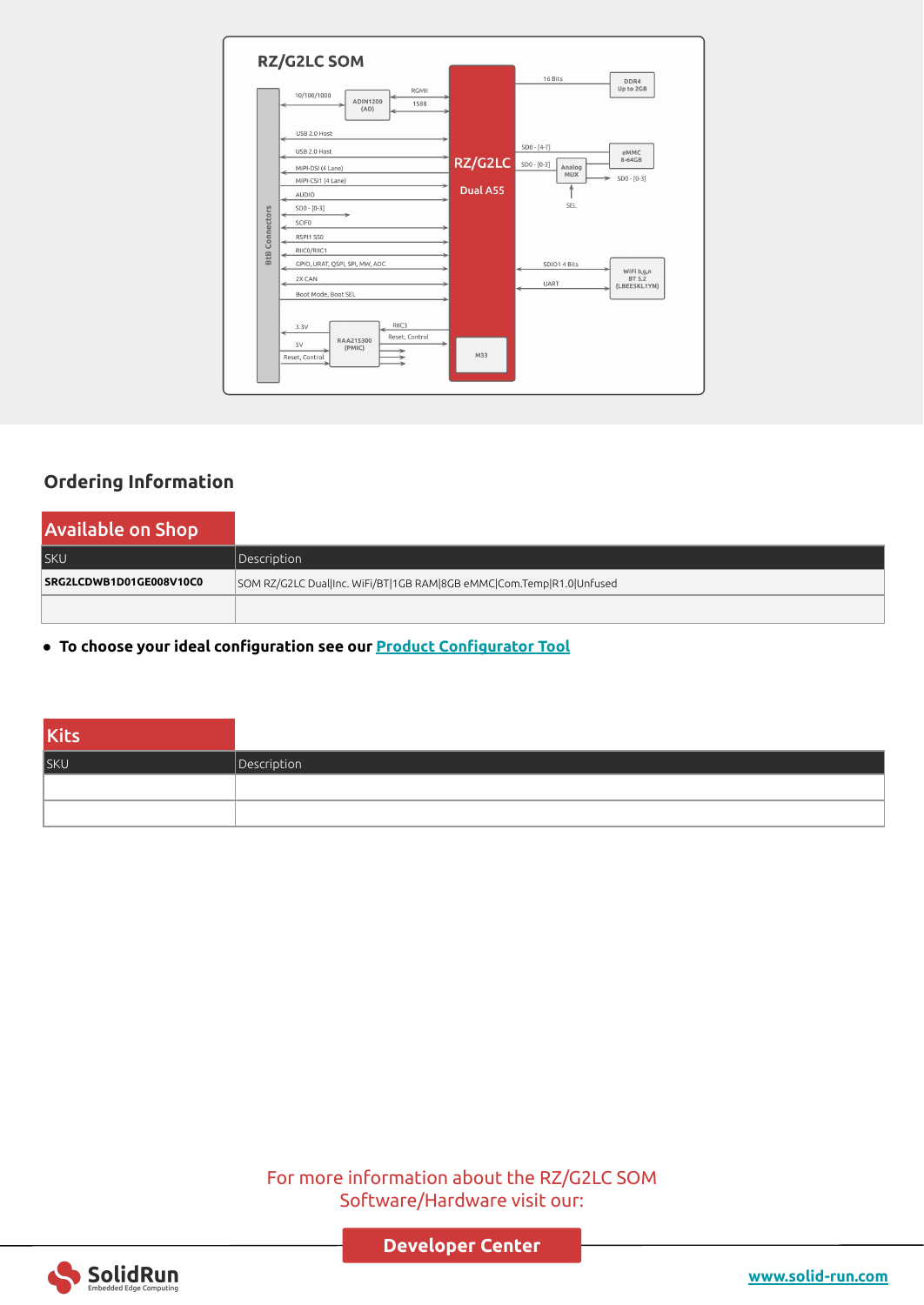RZ/G2LC SOM

BtB Connectors

10/100/1000

ADIN1200 (AD)

RGMII

1588

USB 2.0 Host

USB 2.0 Host

MIPI-DSI (4 Lane)

MIPI-CSI1 (4 Lane)

AUDIO

SD0 - [0-3]

SCIF0

RSPI1 SS0

RIIC0/RIIC1

GPIO, URAT, QSPI, SPI, MW, ADC

2X CAN

Boot Mode, Boot SEL

3.3V

5V

Reset, Control

RAA215300 (PMIC)

RIIC3

Reset, Control

RZ/G2LC

Dual A55

M33

16 Bits

DDR4 Up to 2GB

SD0 - [4-7]

SD0 - [0-3]

Analog MUX

SEL

eMMC 8-64GB

SD0 - [0-3]

SDIO1 4 Bits

UART

WiFi b,g,n BT 5.2 (LBEE5KL1YN)

## Ordering Information

### Available on Shop

| SKU | Description |
| --- | --- |
| **SRG2LCDWB1D01GE008V10C0** | SOM RZ/G2LC Dual\|Inc. WiFi/BT\|1GB RAM\|8GB eMMC\|Com.Temp\|R1.0\|Unfused |
| | |

- **To choose your ideal configuration see our Product Configurator Tool**

### Kits

| SKU | Description |
| --- | --- |
| | |
| | |

For more information about the RZ/G2LC SOM Software/Hardware visit our:

**Developer Center**

SolidRun Embedded Edge Computing

www.solid-run.com